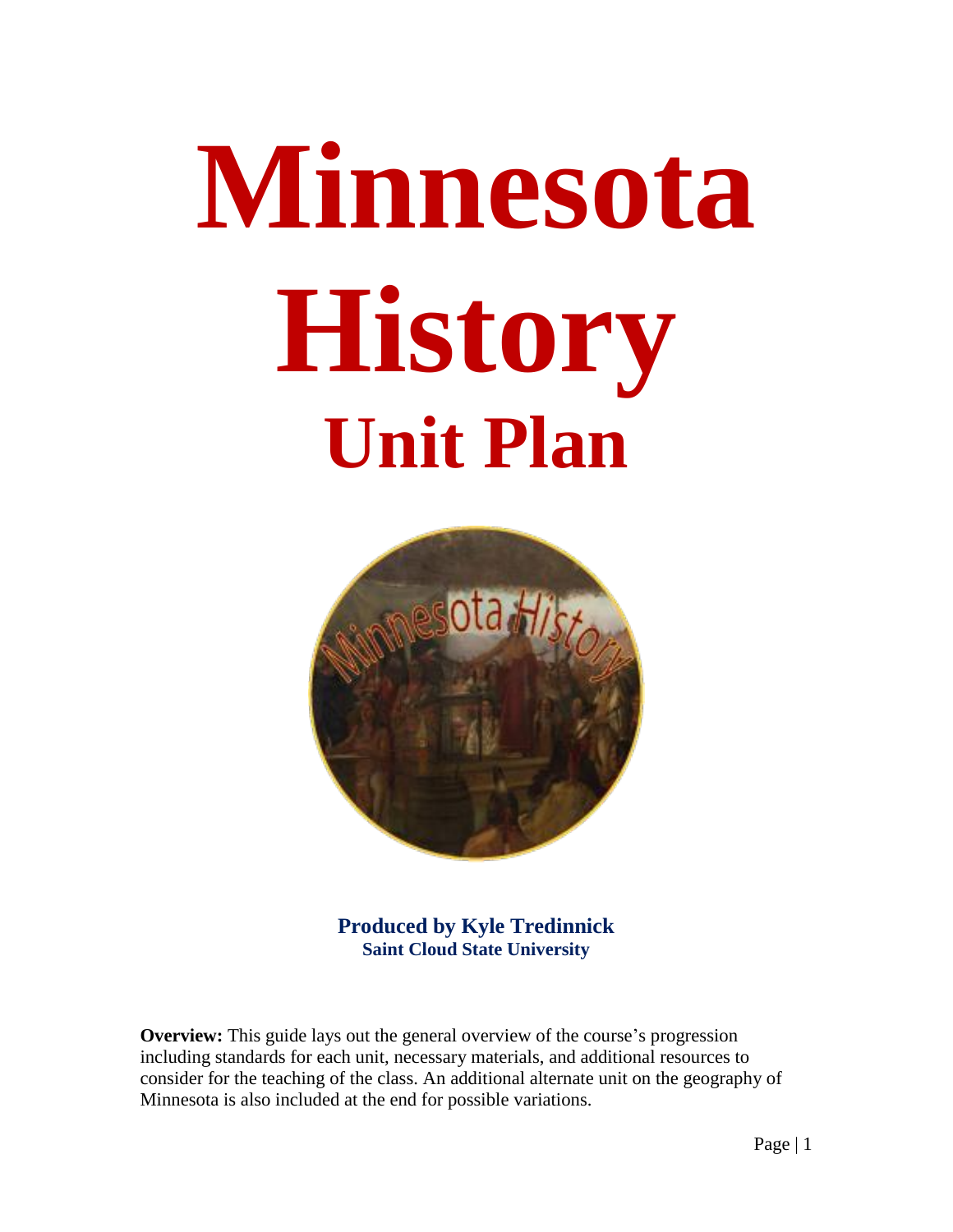# Minnesota History

## Unit Plan

**Produced by Kyle Tredinnick**
**Saint Cloud State University**

**Overview:** This guide lays out the general overview of the course's progression including standards for each unit, necessary materials, and additional resources to consider for the teaching of the class. An additional alternate unit on the geography of Minnesota is also included at the end for possible variations.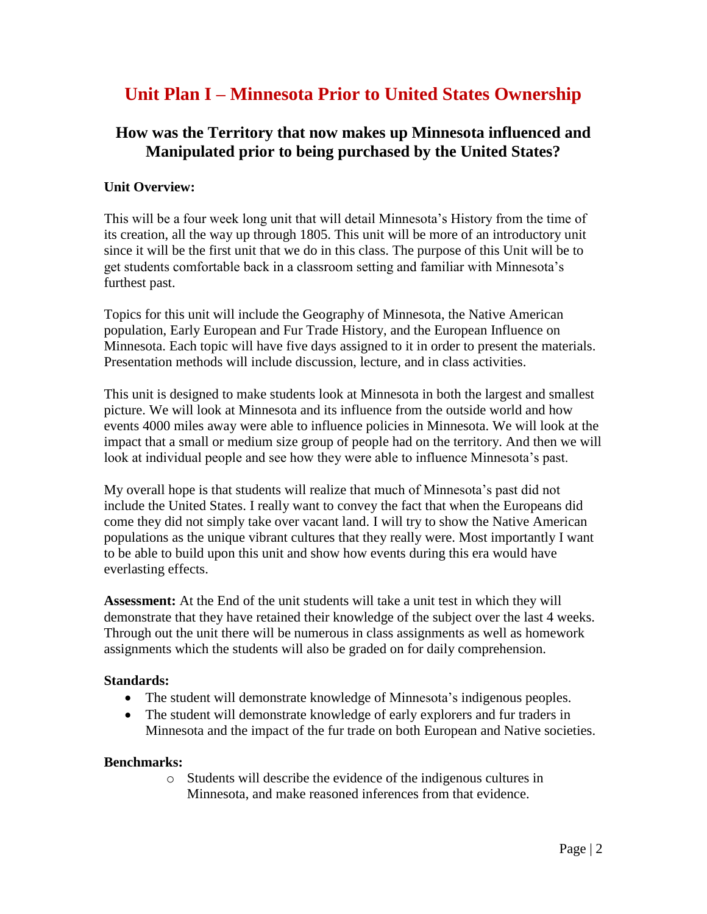# Unit Plan I – Minnesota Prior to United States Ownership

## How was the Territory that now makes up Minnesota influenced and Manipulated prior to being purchased by the United States?

**Unit Overview:**

This will be a four week long unit that will detail Minnesota's History from the time of its creation, all the way up through 1805. This unit will be more of an introductory unit since it will be the first unit that we do in this class. The purpose of this Unit will be to get students comfortable back in a classroom setting and familiar with Minnesota's furthest past.

Topics for this unit will include the Geography of Minnesota, the Native American population, Early European and Fur Trade History, and the European Influence on Minnesota. Each topic will have five days assigned to it in order to present the materials. Presentation methods will include discussion, lecture, and in class activities.

This unit is designed to make students look at Minnesota in both the largest and smallest picture. We will look at Minnesota and its influence from the outside world and how events 4000 miles away were able to influence policies in Minnesota. We will look at the impact that a small or medium size group of people had on the territory. And then we will look at individual people and see how they were able to influence Minnesota's past.

My overall hope is that students will realize that much of Minnesota's past did not include the United States. I really want to convey the fact that when the Europeans did come they did not simply take over vacant land. I will try to show the Native American populations as the unique vibrant cultures that they really were. Most importantly I want to be able to build upon this unit and show how events during this era would have everlasting effects.

**Assessment:** At the End of the unit students will take a unit test in which they will demonstrate that they have retained their knowledge of the subject over the last 4 weeks. Through out the unit there will be numerous in class assignments as well as homework assignments which the students will also be graded on for daily comprehension.

**Standards:**

- The student will demonstrate knowledge of Minnesota's indigenous peoples.
- The student will demonstrate knowledge of early explorers and fur traders in Minnesota and the impact of the fur trade on both European and Native societies.

**Benchmarks:**

- Students will describe the evidence of the indigenous cultures in Minnesota, and make reasoned inferences from that evidence.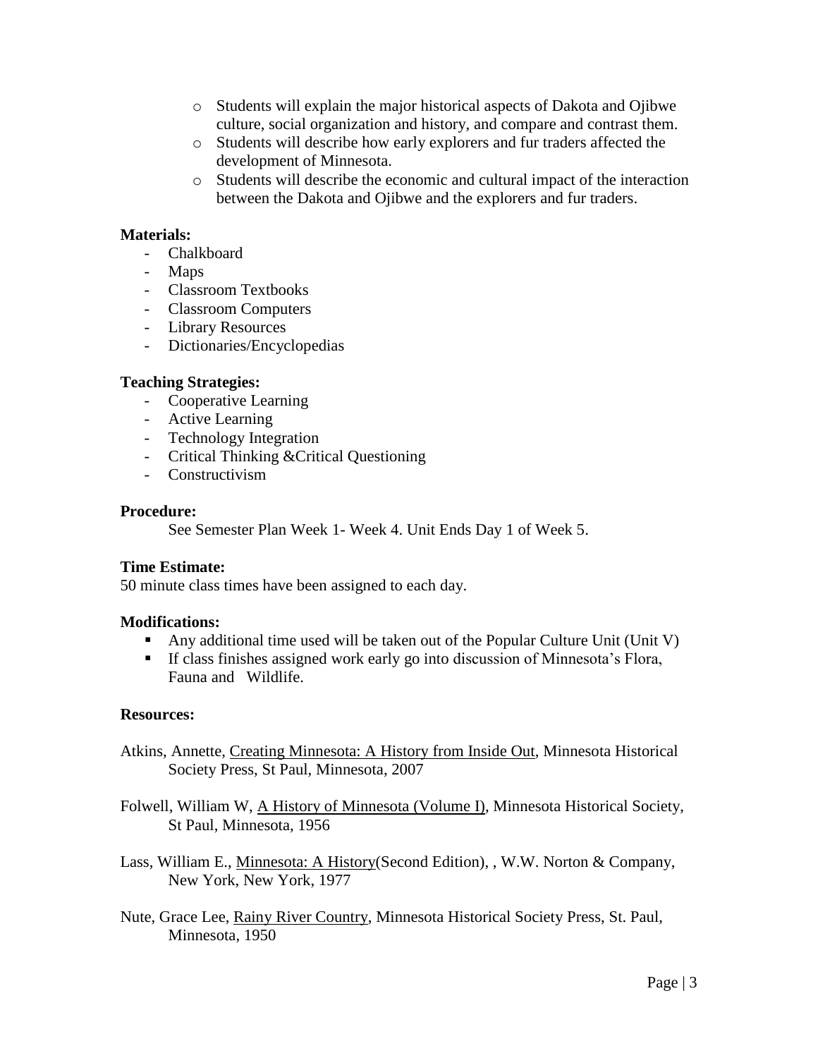- Students will explain the major historical aspects of Dakota and Ojibwe culture, social organization and history, and compare and contrast them.
- Students will describe how early explorers and fur traders affected the development of Minnesota.
- Students will describe the economic and cultural impact of the interaction between the Dakota and Ojibwe and the explorers and fur traders.

**Materials:**

- Chalkboard
- Maps
- Classroom Textbooks
- Classroom Computers
- Library Resources
- Dictionaries/Encyclopedias

**Teaching Strategies:**

- Cooperative Learning
- Active Learning
- Technology Integration
- Critical Thinking &Critical Questioning
- Constructivism

**Procedure:**

See Semester Plan Week 1- Week 4. Unit Ends Day 1 of Week 5.

**Time Estimate:**

50 minute class times have been assigned to each day.

**Modifications:**

- Any additional time used will be taken out of the Popular Culture Unit (Unit V)
- If class finishes assigned work early go into discussion of Minnesota's Flora, Fauna and Wildlife.

**Resources:**

Atkins, Annette, Creating Minnesota: A History from Inside Out, Minnesota Historical Society Press, St Paul, Minnesota, 2007

Folwell, William W, A History of Minnesota (Volume I), Minnesota Historical Society, St Paul, Minnesota, 1956

Lass, William E., Minnesota: A History(Second Edition), , W.W. Norton & Company, New York, New York, 1977

Nute, Grace Lee, Rainy River Country, Minnesota Historical Society Press, St. Paul, Minnesota, 1950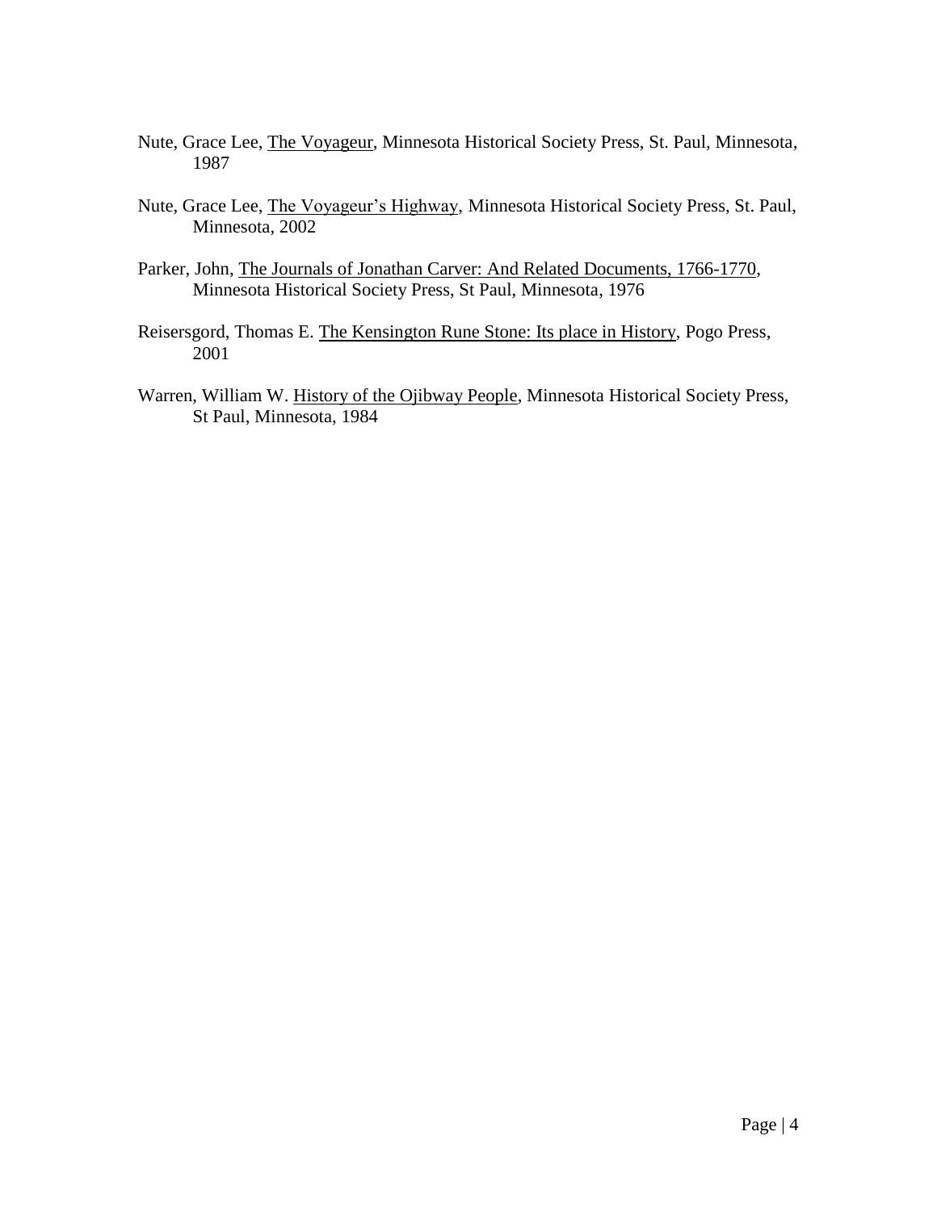Nute, Grace Lee, The Voyageur, Minnesota Historical Society Press, St. Paul, Minnesota, 1987

Nute, Grace Lee, The Voyageur's Highway, Minnesota Historical Society Press, St. Paul, Minnesota, 2002

Parker, John, The Journals of Jonathan Carver: And Related Documents, 1766-1770, Minnesota Historical Society Press, St Paul, Minnesota, 1976

Reisersgord, Thomas E. The Kensington Rune Stone: Its place in History, Pogo Press, 2001

Warren, William W. History of the Ojibway People, Minnesota Historical Society Press, St Paul, Minnesota, 1984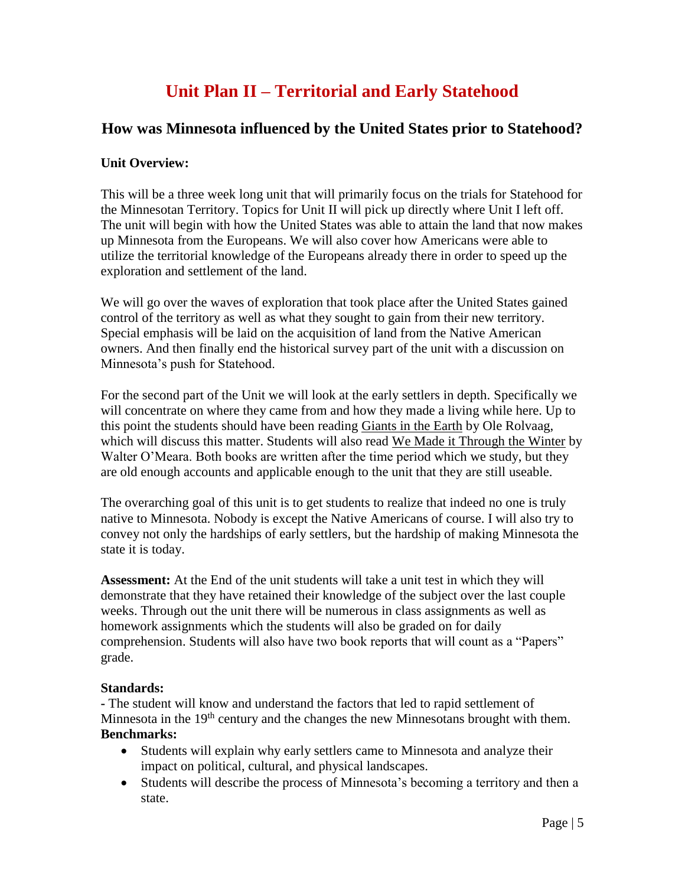# Unit Plan II – Territorial and Early Statehood

## How was Minnesota influenced by the United States prior to Statehood?

**Unit Overview:**

This will be a three week long unit that will primarily focus on the trials for Statehood for the Minnesotan Territory. Topics for Unit II will pick up directly where Unit I left off. The unit will begin with how the United States was able to attain the land that now makes up Minnesota from the Europeans. We will also cover how Americans were able to utilize the territorial knowledge of the Europeans already there in order to speed up the exploration and settlement of the land.

We will go over the waves of exploration that took place after the United States gained control of the territory as well as what they sought to gain from their new territory. Special emphasis will be laid on the acquisition of land from the Native American owners. And then finally end the historical survey part of the unit with a discussion on Minnesota's push for Statehood.

For the second part of the Unit we will look at the early settlers in depth. Specifically we will concentrate on where they came from and how they made a living while here. Up to this point the students should have been reading Giants in the Earth by Ole Rolvaag, which will discuss this matter. Students will also read We Made it Through the Winter by Walter O'Meara. Both books are written after the time period which we study, but they are old enough accounts and applicable enough to the unit that they are still useable.

The overarching goal of this unit is to get students to realize that indeed no one is truly native to Minnesota. Nobody is except the Native Americans of course. I will also try to convey not only the hardships of early settlers, but the hardship of making Minnesota the state it is today.

**Assessment:** At the End of the unit students will take a unit test in which they will demonstrate that they have retained their knowledge of the subject over the last couple weeks. Through out the unit there will be numerous in class assignments as well as homework assignments which the students will also be graded on for daily comprehension. Students will also have two book reports that will count as a "Papers" grade.

**Standards:**

- The student will know and understand the factors that led to rapid settlement of Minnesota in the 19th century and the changes the new Minnesotans brought with them.

**Benchmarks:**

- Students will explain why early settlers came to Minnesota and analyze their impact on political, cultural, and physical landscapes.
- Students will describe the process of Minnesota's becoming a territory and then a state.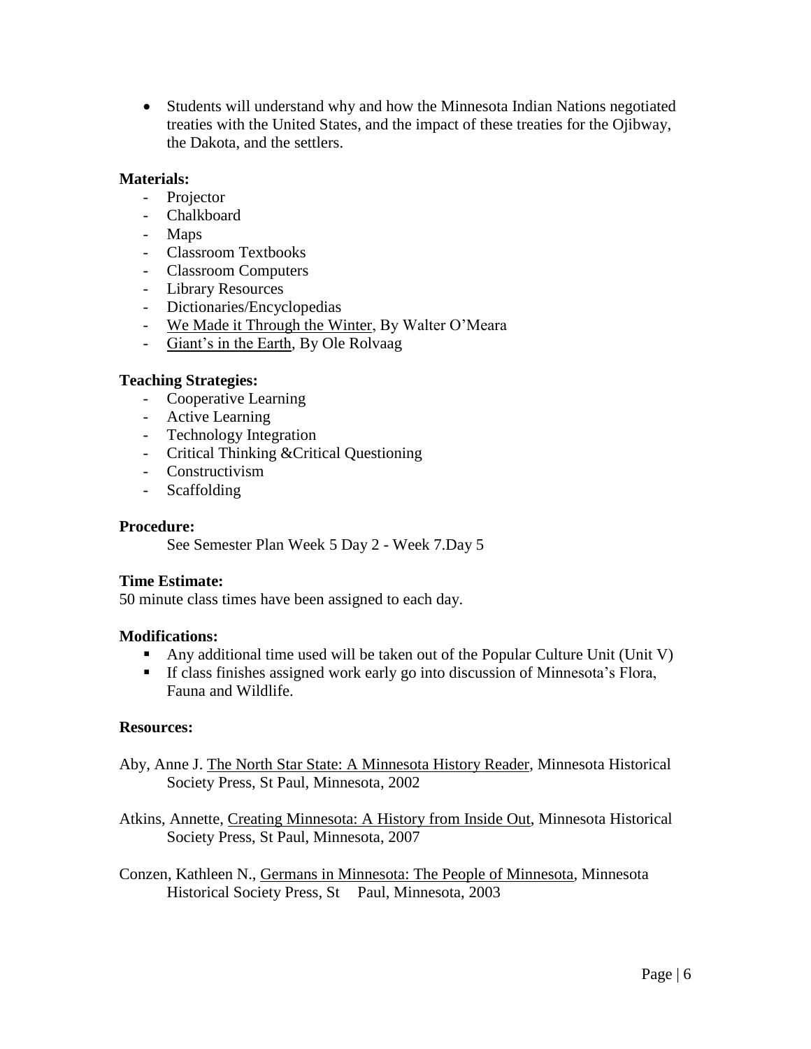- Students will understand why and how the Minnesota Indian Nations negotiated treaties with the United States, and the impact of these treaties for the Ojibway, the Dakota, and the settlers.

**Materials:**

- Projector
- Chalkboard
- Maps
- Classroom Textbooks
- Classroom Computers
- Library Resources
- Dictionaries/Encyclopedias
- We Made it Through the Winter, By Walter O'Meara
- Giant's in the Earth, By Ole Rolvaag

**Teaching Strategies:**

- Cooperative Learning
- Active Learning
- Technology Integration
- Critical Thinking &Critical Questioning
- Constructivism
- Scaffolding

**Procedure:**

See Semester Plan Week 5 Day 2 - Week 7.Day 5

**Time Estimate:**

50 minute class times have been assigned to each day.

**Modifications:**

- Any additional time used will be taken out of the Popular Culture Unit (Unit V)
- If class finishes assigned work early go into discussion of Minnesota's Flora, Fauna and Wildlife.

**Resources:**

Aby, Anne J. The North Star State: A Minnesota History Reader, Minnesota Historical Society Press, St Paul, Minnesota, 2002

Atkins, Annette, Creating Minnesota: A History from Inside Out, Minnesota Historical Society Press, St Paul, Minnesota, 2007

Conzen, Kathleen N., Germans in Minnesota: The People of Minnesota, Minnesota Historical Society Press, St Paul, Minnesota, 2003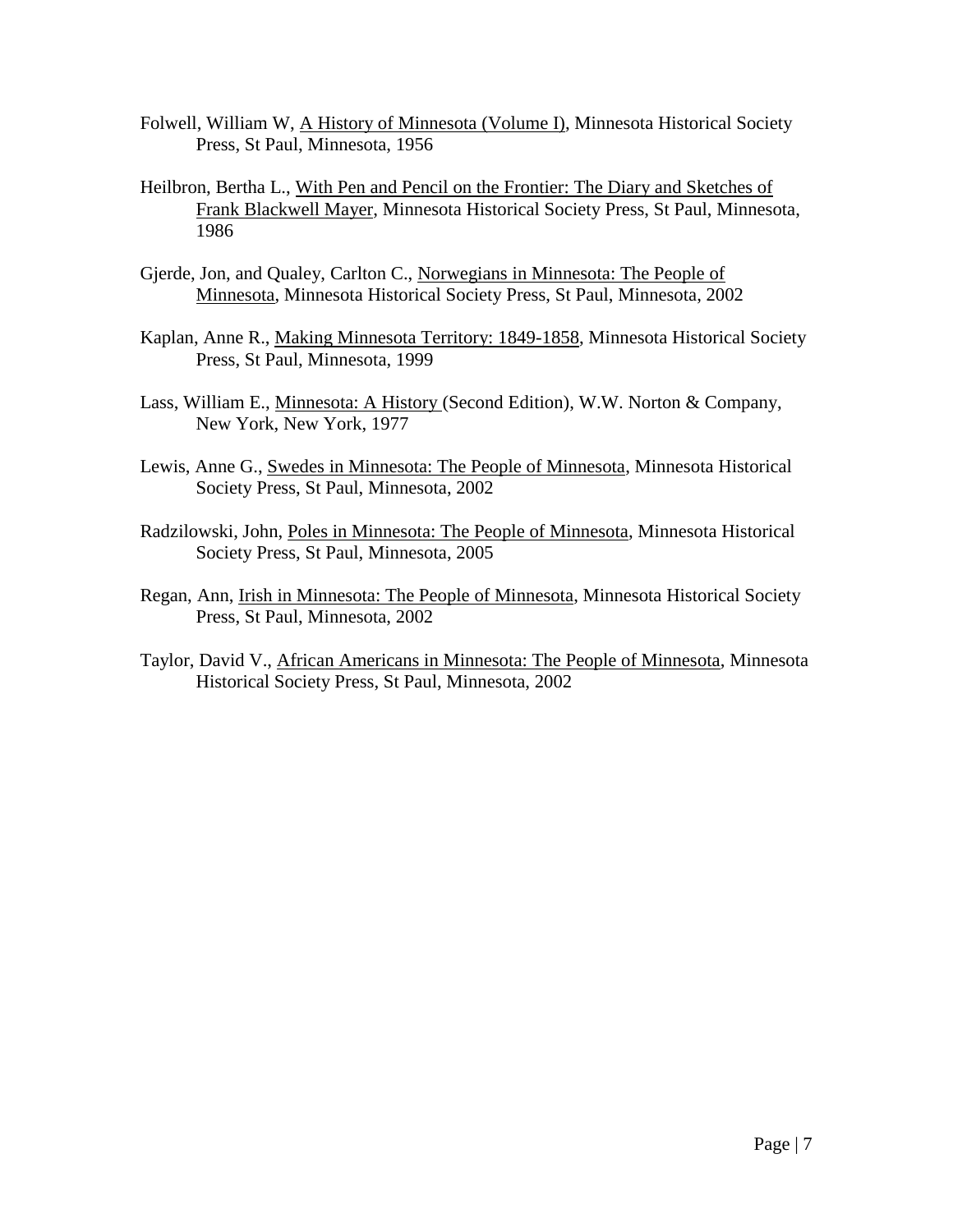Folwell, William W, A History of Minnesota (Volume I), Minnesota Historical Society Press, St Paul, Minnesota, 1956

Heilbron, Bertha L., With Pen and Pencil on the Frontier: The Diary and Sketches of Frank Blackwell Mayer, Minnesota Historical Society Press, St Paul, Minnesota, 1986

Gjerde, Jon, and Qualey, Carlton C., Norwegians in Minnesota: The People of Minnesota, Minnesota Historical Society Press, St Paul, Minnesota, 2002

Kaplan, Anne R., Making Minnesota Territory: 1849-1858, Minnesota Historical Society Press, St Paul, Minnesota, 1999

Lass, William E., Minnesota: A History (Second Edition), W.W. Norton & Company, New York, New York, 1977

Lewis, Anne G., Swedes in Minnesota: The People of Minnesota, Minnesota Historical Society Press, St Paul, Minnesota, 2002

Radzilowski, John, Poles in Minnesota: The People of Minnesota, Minnesota Historical Society Press, St Paul, Minnesota, 2005

Regan, Ann, Irish in Minnesota: The People of Minnesota, Minnesota Historical Society Press, St Paul, Minnesota, 2002

Taylor, David V., African Americans in Minnesota: The People of Minnesota, Minnesota Historical Society Press, St Paul, Minnesota, 2002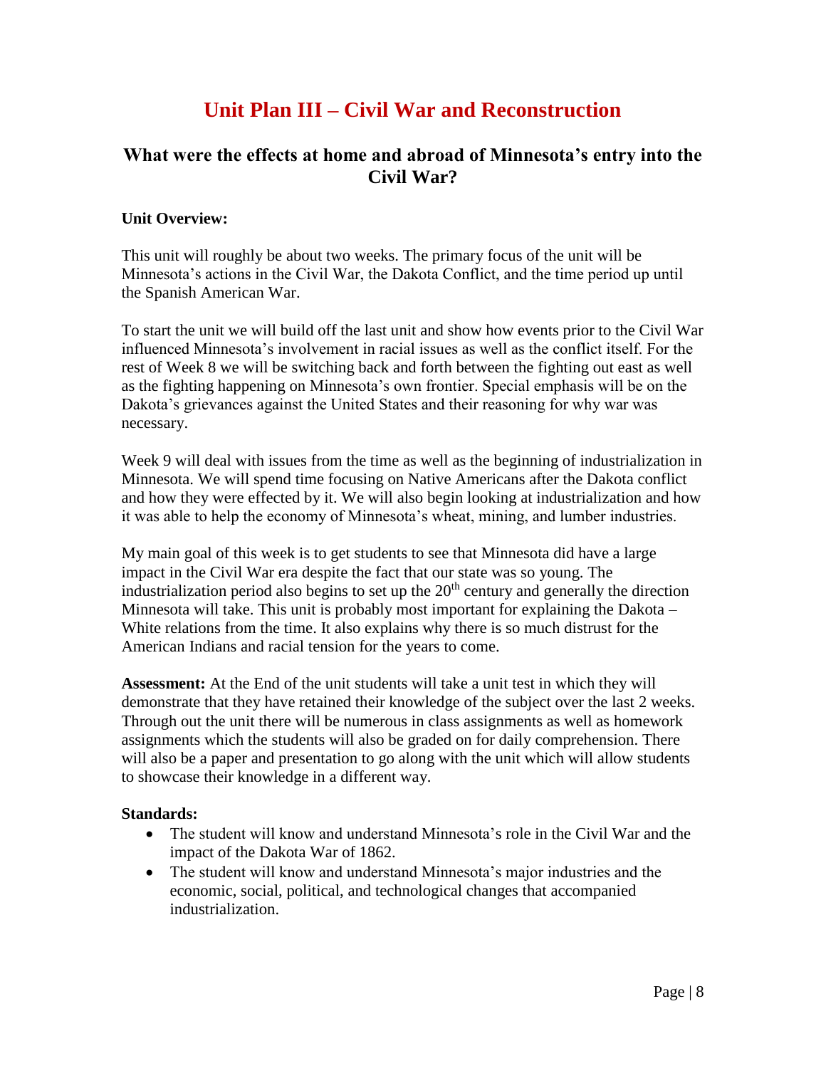# Unit Plan III – Civil War and Reconstruction

## What were the effects at home and abroad of Minnesota's entry into the Civil War?

**Unit Overview:**

This unit will roughly be about two weeks. The primary focus of the unit will be Minnesota's actions in the Civil War, the Dakota Conflict, and the time period up until the Spanish American War.

To start the unit we will build off the last unit and show how events prior to the Civil War influenced Minnesota's involvement in racial issues as well as the conflict itself. For the rest of Week 8 we will be switching back and forth between the fighting out east as well as the fighting happening on Minnesota's own frontier. Special emphasis will be on the Dakota's grievances against the United States and their reasoning for why war was necessary.

Week 9 will deal with issues from the time as well as the beginning of industrialization in Minnesota. We will spend time focusing on Native Americans after the Dakota conflict and how they were effected by it. We will also begin looking at industrialization and how it was able to help the economy of Minnesota's wheat, mining, and lumber industries.

My main goal of this week is to get students to see that Minnesota did have a large impact in the Civil War era despite the fact that our state was so young. The industrialization period also begins to set up the 20th century and generally the direction Minnesota will take. This unit is probably most important for explaining the Dakota – White relations from the time. It also explains why there is so much distrust for the American Indians and racial tension for the years to come.

**Assessment:** At the End of the unit students will take a unit test in which they will demonstrate that they have retained their knowledge of the subject over the last 2 weeks. Through out the unit there will be numerous in class assignments as well as homework assignments which the students will also be graded on for daily comprehension. There will also be a paper and presentation to go along with the unit which will allow students to showcase their knowledge in a different way.

**Standards:**

- The student will know and understand Minnesota's role in the Civil War and the impact of the Dakota War of 1862.
- The student will know and understand Minnesota's major industries and the economic, social, political, and technological changes that accompanied industrialization.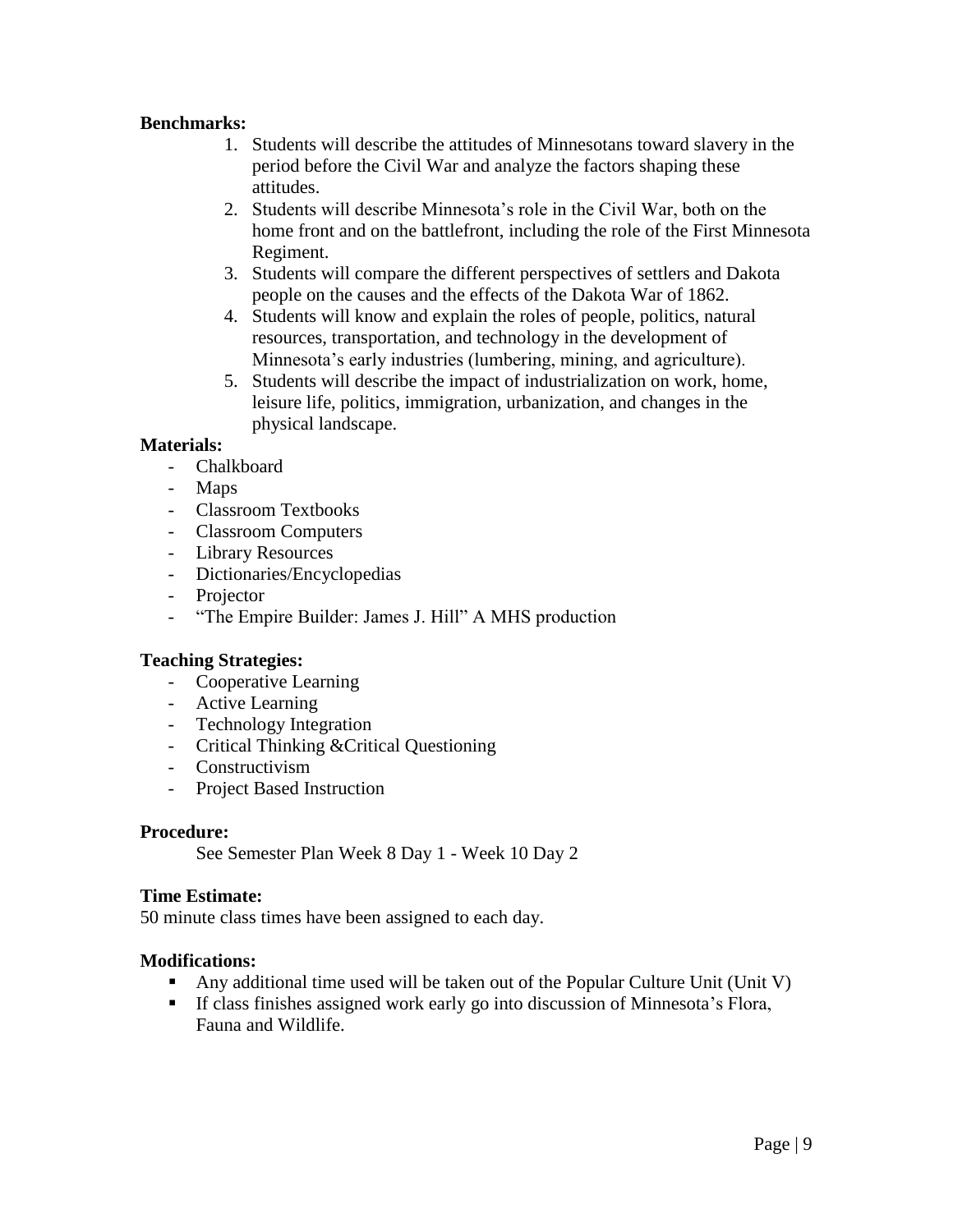**Benchmarks:**

1. Students will describe the attitudes of Minnesotans toward slavery in the period before the Civil War and analyze the factors shaping these attitudes.
2. Students will describe Minnesota's role in the Civil War, both on the home front and on the battlefront, including the role of the First Minnesota Regiment.
3. Students will compare the different perspectives of settlers and Dakota people on the causes and the effects of the Dakota War of 1862.
4. Students will know and explain the roles of people, politics, natural resources, transportation, and technology in the development of Minnesota's early industries (lumbering, mining, and agriculture).
5. Students will describe the impact of industrialization on work, home, leisure life, politics, immigration, urbanization, and changes in the physical landscape.

**Materials:**

- Chalkboard
- Maps
- Classroom Textbooks
- Classroom Computers
- Library Resources
- Dictionaries/Encyclopedias
- Projector
- "The Empire Builder: James J. Hill" A MHS production

**Teaching Strategies:**

- Cooperative Learning
- Active Learning
- Technology Integration
- Critical Thinking &Critical Questioning
- Constructivism
- Project Based Instruction

**Procedure:**

See Semester Plan Week 8 Day 1 - Week 10 Day 2

**Time Estimate:**

50 minute class times have been assigned to each day.

**Modifications:**

- Any additional time used will be taken out of the Popular Culture Unit (Unit V)
- If class finishes assigned work early go into discussion of Minnesota's Flora, Fauna and Wildlife.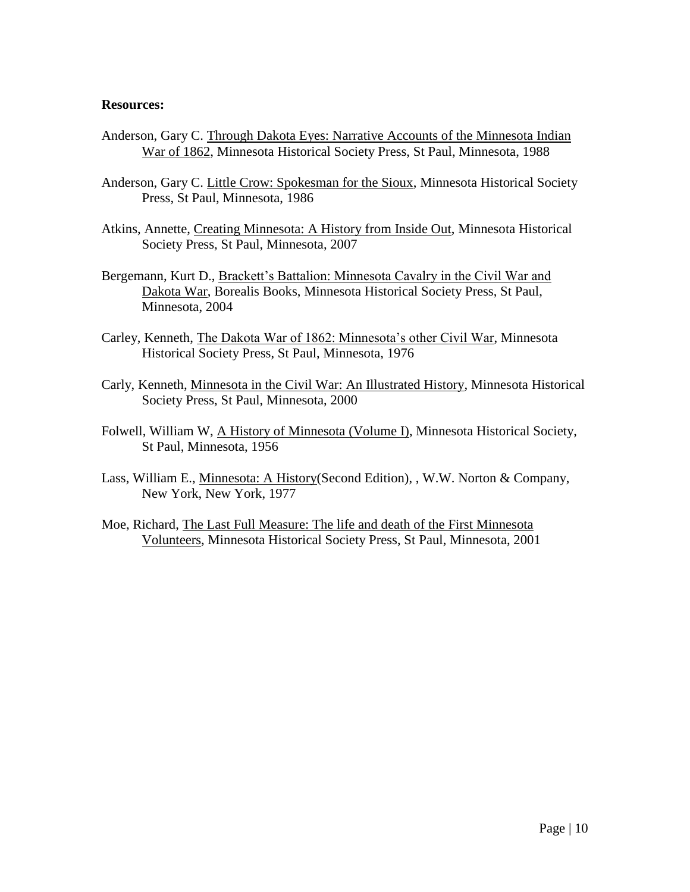**Resources:**

Anderson, Gary C. Through Dakota Eyes: Narrative Accounts of the Minnesota Indian War of 1862, Minnesota Historical Society Press, St Paul, Minnesota, 1988

Anderson, Gary C. Little Crow: Spokesman for the Sioux, Minnesota Historical Society Press, St Paul, Minnesota, 1986

Atkins, Annette, Creating Minnesota: A History from Inside Out, Minnesota Historical Society Press, St Paul, Minnesota, 2007

Bergemann, Kurt D., Brackett's Battalion: Minnesota Cavalry in the Civil War and Dakota War, Borealis Books, Minnesota Historical Society Press, St Paul, Minnesota, 2004

Carley, Kenneth, The Dakota War of 1862: Minnesota's other Civil War, Minnesota Historical Society Press, St Paul, Minnesota, 1976

Carly, Kenneth, Minnesota in the Civil War: An Illustrated History, Minnesota Historical Society Press, St Paul, Minnesota, 2000

Folwell, William W, A History of Minnesota (Volume I), Minnesota Historical Society, St Paul, Minnesota, 1956

Lass, William E., Minnesota: A History(Second Edition), , W.W. Norton & Company, New York, New York, 1977

Moe, Richard, The Last Full Measure: The life and death of the First Minnesota Volunteers, Minnesota Historical Society Press, St Paul, Minnesota, 2001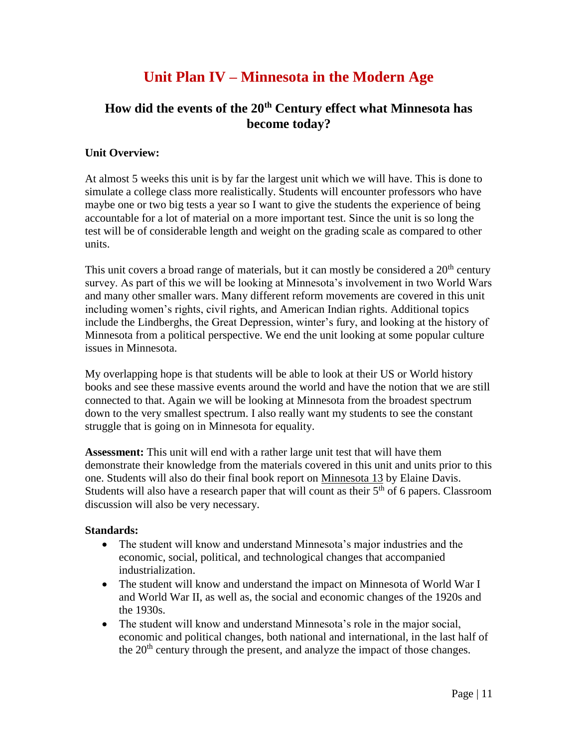# Unit Plan IV – Minnesota in the Modern Age

## How did the events of the 20th Century effect what Minnesota has become today?

**Unit Overview:**

At almost 5 weeks this unit is by far the largest unit which we will have. This is done to simulate a college class more realistically. Students will encounter professors who have maybe one or two big tests a year so I want to give the students the experience of being accountable for a lot of material on a more important test. Since the unit is so long the test will be of considerable length and weight on the grading scale as compared to other units.

This unit covers a broad range of materials, but it can mostly be considered a 20th century survey. As part of this we will be looking at Minnesota's involvement in two World Wars and many other smaller wars. Many different reform movements are covered in this unit including women's rights, civil rights, and American Indian rights. Additional topics include the Lindberghs, the Great Depression, winter's fury, and looking at the history of Minnesota from a political perspective. We end the unit looking at some popular culture issues in Minnesota.

My overlapping hope is that students will be able to look at their US or World history books and see these massive events around the world and have the notion that we are still connected to that. Again we will be looking at Minnesota from the broadest spectrum down to the very smallest spectrum. I also really want my students to see the constant struggle that is going on in Minnesota for equality.

**Assessment:** This unit will end with a rather large unit test that will have them demonstrate their knowledge from the materials covered in this unit and units prior to this one. Students will also do their final book report on Minnesota 13 by Elaine Davis. Students will also have a research paper that will count as their 5th of 6 papers. Classroom discussion will also be very necessary.

**Standards:**

- The student will know and understand Minnesota's major industries and the economic, social, political, and technological changes that accompanied industrialization.
- The student will know and understand the impact on Minnesota of World War I and World War II, as well as, the social and economic changes of the 1920s and the 1930s.
- The student will know and understand Minnesota's role in the major social, economic and political changes, both national and international, in the last half of the 20th century through the present, and analyze the impact of those changes.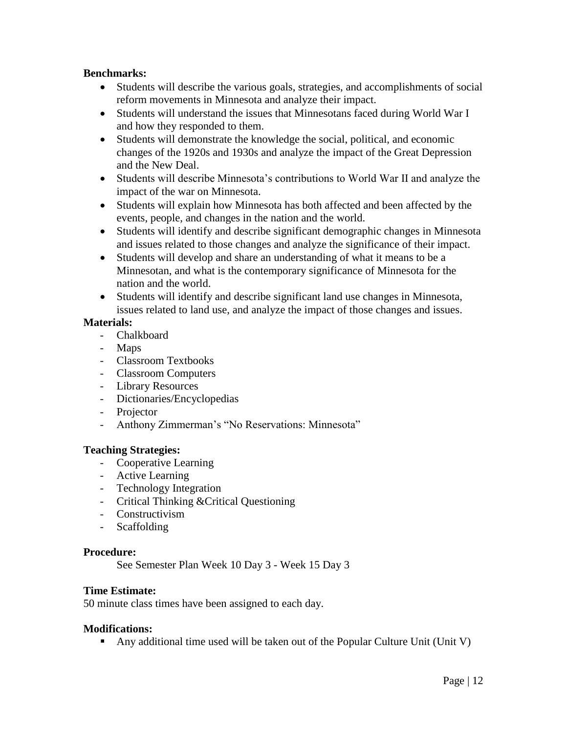**Benchmarks:**

- Students will describe the various goals, strategies, and accomplishments of social reform movements in Minnesota and analyze their impact.
- Students will understand the issues that Minnesotans faced during World War I and how they responded to them.
- Students will demonstrate the knowledge the social, political, and economic changes of the 1920s and 1930s and analyze the impact of the Great Depression and the New Deal.
- Students will describe Minnesota's contributions to World War II and analyze the impact of the war on Minnesota.
- Students will explain how Minnesota has both affected and been affected by the events, people, and changes in the nation and the world.
- Students will identify and describe significant demographic changes in Minnesota and issues related to those changes and analyze the significance of their impact.
- Students will develop and share an understanding of what it means to be a Minnesotan, and what is the contemporary significance of Minnesota for the nation and the world.
- Students will identify and describe significant land use changes in Minnesota, issues related to land use, and analyze the impact of those changes and issues.

**Materials:**

- Chalkboard
- Maps
- Classroom Textbooks
- Classroom Computers
- Library Resources
- Dictionaries/Encyclopedias
- Projector
- Anthony Zimmerman's "No Reservations: Minnesota"

**Teaching Strategies:**

- Cooperative Learning
- Active Learning
- Technology Integration
- Critical Thinking &Critical Questioning
- Constructivism
- Scaffolding

**Procedure:**

See Semester Plan Week 10 Day 3 - Week 15 Day 3

**Time Estimate:**

50 minute class times have been assigned to each day.

**Modifications:**

- Any additional time used will be taken out of the Popular Culture Unit (Unit V)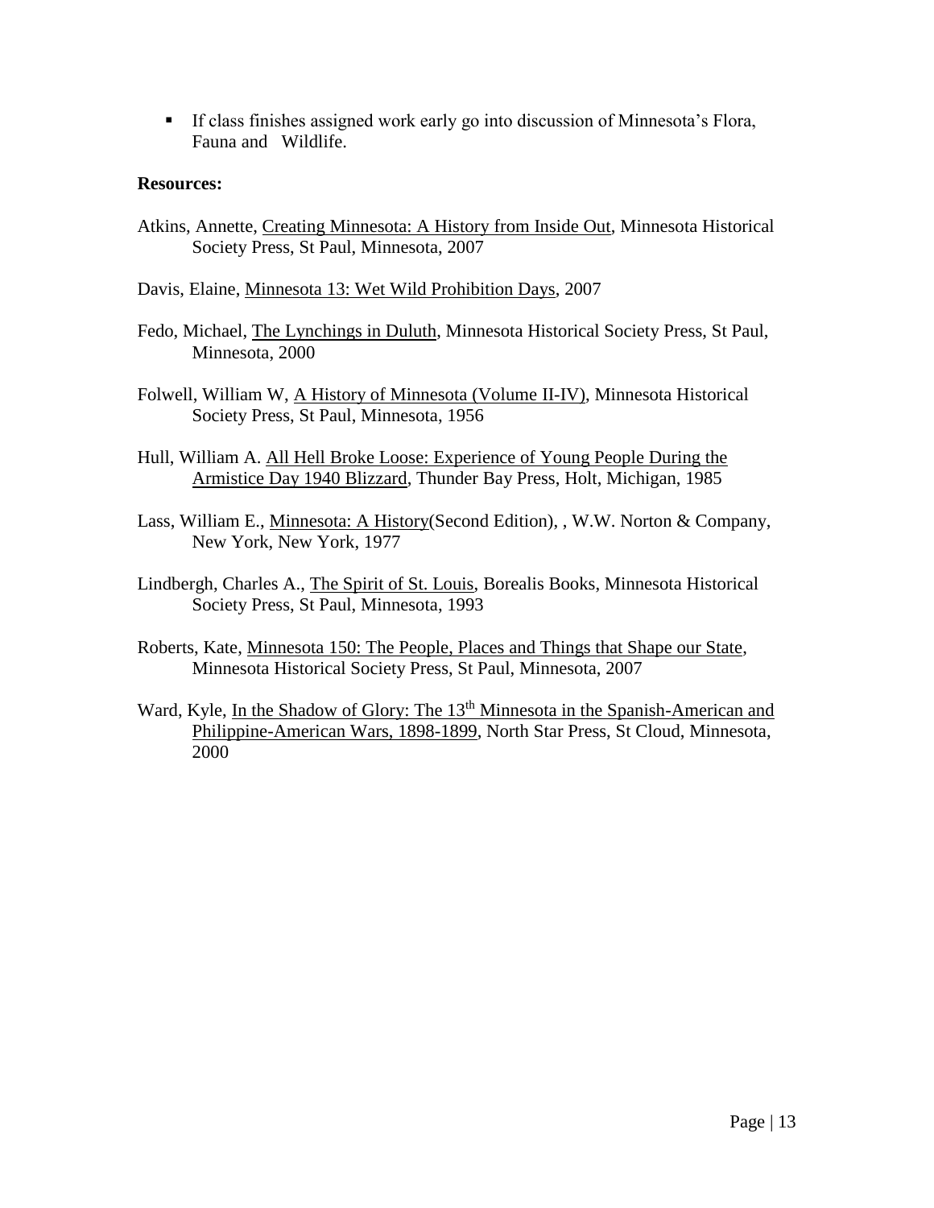- If class finishes assigned work early go into discussion of Minnesota's Flora, Fauna and Wildlife.

**Resources:**

Atkins, Annette, Creating Minnesota: A History from Inside Out, Minnesota Historical Society Press, St Paul, Minnesota, 2007

Davis, Elaine, Minnesota 13: Wet Wild Prohibition Days, 2007

Fedo, Michael, The Lynchings in Duluth, Minnesota Historical Society Press, St Paul, Minnesota, 2000

Folwell, William W, A History of Minnesota (Volume II-IV), Minnesota Historical Society Press, St Paul, Minnesota, 1956

Hull, William A. All Hell Broke Loose: Experience of Young People During the Armistice Day 1940 Blizzard, Thunder Bay Press, Holt, Michigan, 1985

Lass, William E., Minnesota: A History(Second Edition), , W.W. Norton & Company, New York, New York, 1977

Lindbergh, Charles A., The Spirit of St. Louis, Borealis Books, Minnesota Historical Society Press, St Paul, Minnesota, 1993

Roberts, Kate, Minnesota 150: The People, Places and Things that Shape our State, Minnesota Historical Society Press, St Paul, Minnesota, 2007

Ward, Kyle, In the Shadow of Glory: The 13th Minnesota in the Spanish-American and Philippine-American Wars, 1898-1899, North Star Press, St Cloud, Minnesota, 2000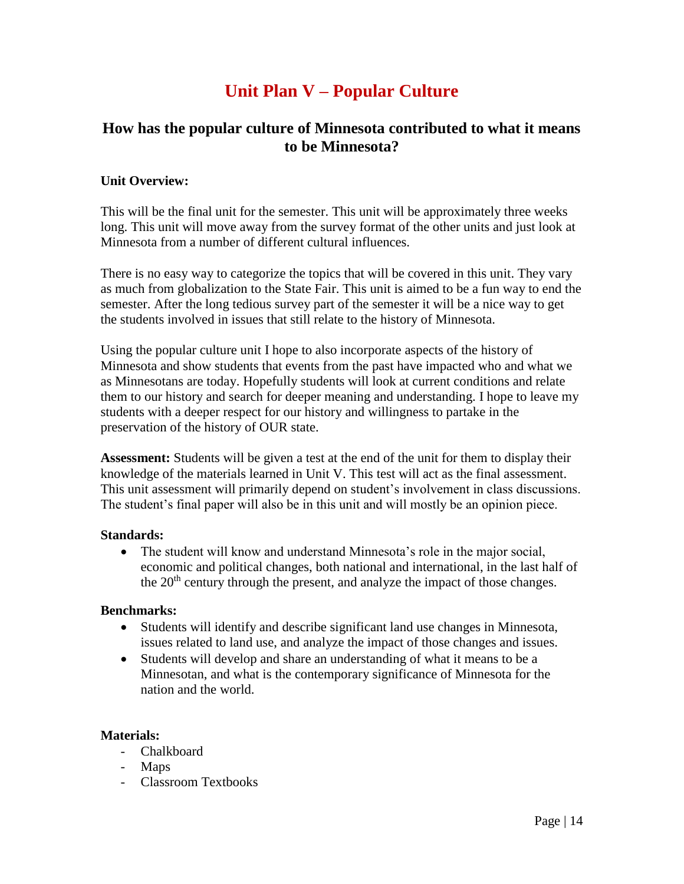# Unit Plan V – Popular Culture

## How has the popular culture of Minnesota contributed to what it means to be Minnesota?

**Unit Overview:**

This will be the final unit for the semester. This unit will be approximately three weeks long. This unit will move away from the survey format of the other units and just look at Minnesota from a number of different cultural influences.

There is no easy way to categorize the topics that will be covered in this unit. They vary as much from globalization to the State Fair. This unit is aimed to be a fun way to end the semester. After the long tedious survey part of the semester it will be a nice way to get the students involved in issues that still relate to the history of Minnesota.

Using the popular culture unit I hope to also incorporate aspects of the history of Minnesota and show students that events from the past have impacted who and what we as Minnesotans are today. Hopefully students will look at current conditions and relate them to our history and search for deeper meaning and understanding. I hope to leave my students with a deeper respect for our history and willingness to partake in the preservation of the history of OUR state.

**Assessment:** Students will be given a test at the end of the unit for them to display their knowledge of the materials learned in Unit V. This test will act as the final assessment. This unit assessment will primarily depend on student's involvement in class discussions. The student's final paper will also be in this unit and will mostly be an opinion piece.

**Standards:**

- The student will know and understand Minnesota's role in the major social, economic and political changes, both national and international, in the last half of the 20th century through the present, and analyze the impact of those changes.

**Benchmarks:**

- Students will identify and describe significant land use changes in Minnesota, issues related to land use, and analyze the impact of those changes and issues.
- Students will develop and share an understanding of what it means to be a Minnesotan, and what is the contemporary significance of Minnesota for the nation and the world.

**Materials:**

- Chalkboard
- Maps
- Classroom Textbooks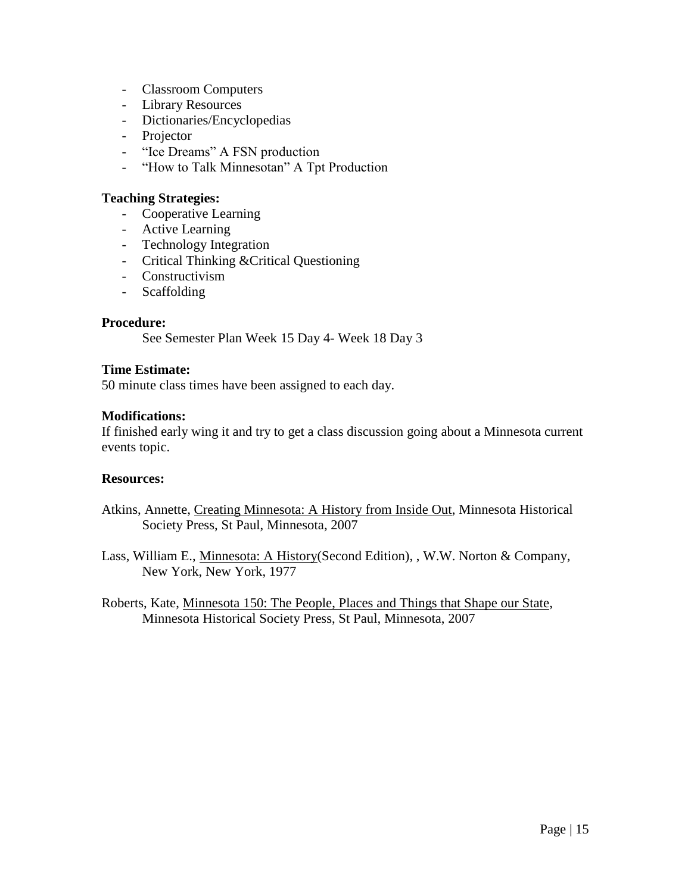- Classroom Computers
- Library Resources
- Dictionaries/Encyclopedias
- Projector
- "Ice Dreams" A FSN production
- "How to Talk Minnesotan" A Tpt Production

**Teaching Strategies:**

- Cooperative Learning
- Active Learning
- Technology Integration
- Critical Thinking &Critical Questioning
- Constructivism
- Scaffolding

**Procedure:**

See Semester Plan Week 15 Day 4- Week 18 Day 3

**Time Estimate:**

50 minute class times have been assigned to each day.

**Modifications:**

If finished early wing it and try to get a class discussion going about a Minnesota current events topic.

**Resources:**

Atkins, Annette, Creating Minnesota: A History from Inside Out, Minnesota Historical Society Press, St Paul, Minnesota, 2007

Lass, William E., Minnesota: A History(Second Edition), , W.W. Norton & Company, New York, New York, 1977

Roberts, Kate, Minnesota 150: The People, Places and Things that Shape our State, Minnesota Historical Society Press, St Paul, Minnesota, 2007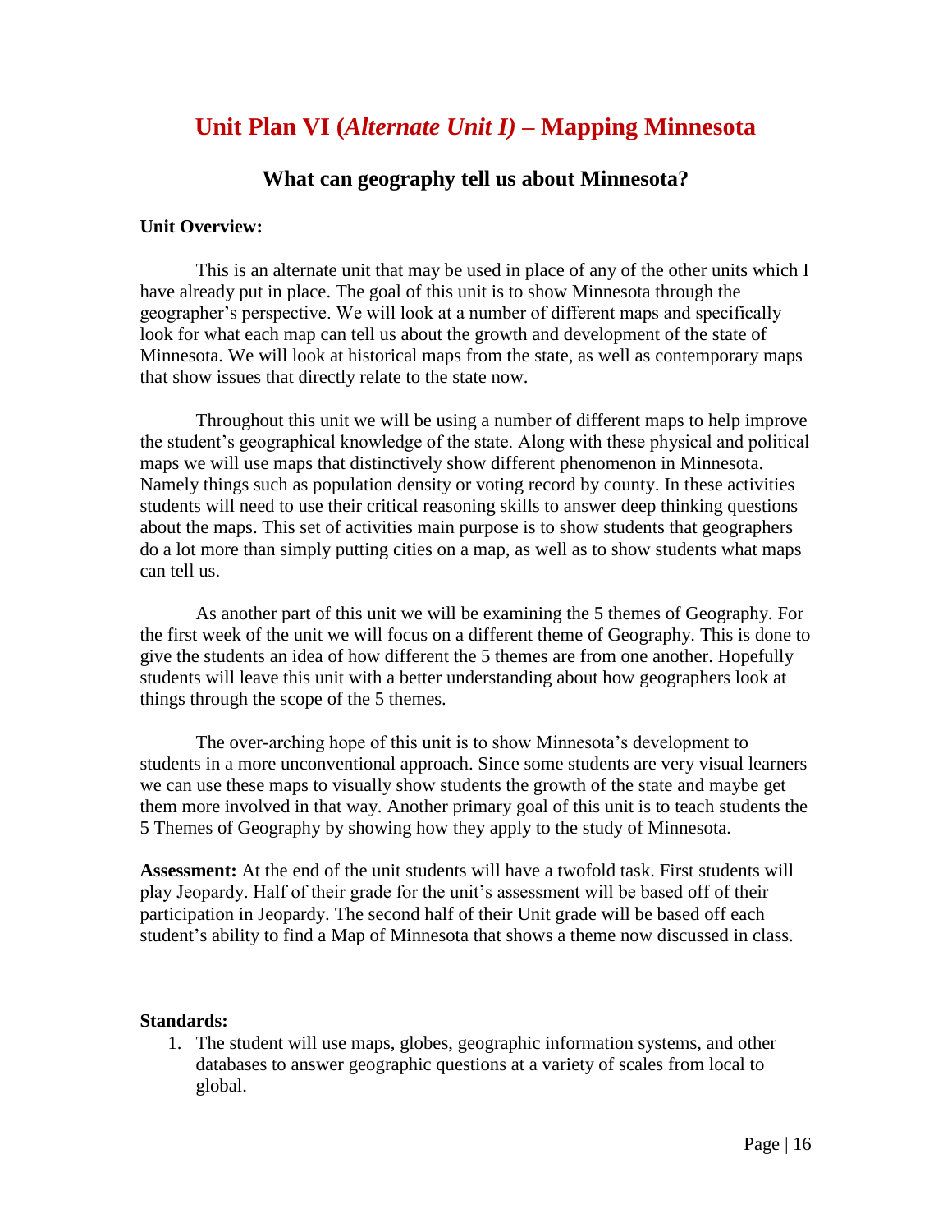# Unit Plan VI (*Alternate Unit I)* – Mapping Minnesota

## What can geography tell us about Minnesota?

**Unit Overview:**

This is an alternate unit that may be used in place of any of the other units which I have already put in place. The goal of this unit is to show Minnesota through the geographer's perspective. We will look at a number of different maps and specifically look for what each map can tell us about the growth and development of the state of Minnesota. We will look at historical maps from the state, as well as contemporary maps that show issues that directly relate to the state now.

Throughout this unit we will be using a number of different maps to help improve the student's geographical knowledge of the state. Along with these physical and political maps we will use maps that distinctively show different phenomenon in Minnesota. Namely things such as population density or voting record by county. In these activities students will need to use their critical reasoning skills to answer deep thinking questions about the maps. This set of activities main purpose is to show students that geographers do a lot more than simply putting cities on a map, as well as to show students what maps can tell us.

As another part of this unit we will be examining the 5 themes of Geography. For the first week of the unit we will focus on a different theme of Geography. This is done to give the students an idea of how different the 5 themes are from one another. Hopefully students will leave this unit with a better understanding about how geographers look at things through the scope of the 5 themes.

The over-arching hope of this unit is to show Minnesota's development to students in a more unconventional approach. Since some students are very visual learners we can use these maps to visually show students the growth of the state and maybe get them more involved in that way. Another primary goal of this unit is to teach students the 5 Themes of Geography by showing how they apply to the study of Minnesota.

**Assessment:** At the end of the unit students will have a twofold task. First students will play Jeopardy. Half of their grade for the unit's assessment will be based off of their participation in Jeopardy. The second half of their Unit grade will be based off each student's ability to find a Map of Minnesota that shows a theme now discussed in class.

**Standards:**

1. The student will use maps, globes, geographic information systems, and other databases to answer geographic questions at a variety of scales from local to global.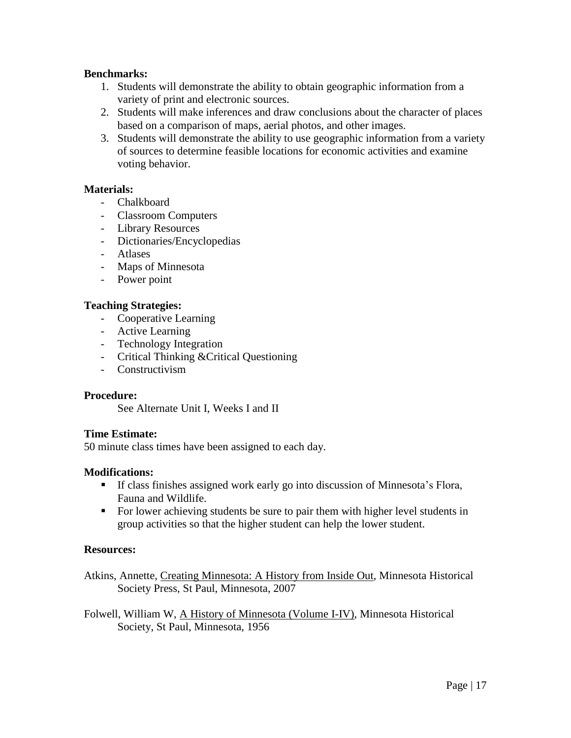**Benchmarks:**

1. Students will demonstrate the ability to obtain geographic information from a variety of print and electronic sources.
2. Students will make inferences and draw conclusions about the character of places based on a comparison of maps, aerial photos, and other images.
3. Students will demonstrate the ability to use geographic information from a variety of sources to determine feasible locations for economic activities and examine voting behavior.

**Materials:**

- Chalkboard
- Classroom Computers
- Library Resources
- Dictionaries/Encyclopedias
- Atlases
- Maps of Minnesota
- Power point

**Teaching Strategies:**

- Cooperative Learning
- Active Learning
- Technology Integration
- Critical Thinking &Critical Questioning
- Constructivism

**Procedure:**

See Alternate Unit I, Weeks I and II

**Time Estimate:**

50 minute class times have been assigned to each day.

**Modifications:**

- If class finishes assigned work early go into discussion of Minnesota's Flora, Fauna and Wildlife.
- For lower achieving students be sure to pair them with higher level students in group activities so that the higher student can help the lower student.

**Resources:**

Atkins, Annette, <u>Creating Minnesota: A History from Inside Out</u>, Minnesota Historical Society Press, St Paul, Minnesota, 2007

Folwell, William W, <u>A History of Minnesota (Volume I-IV)</u>, Minnesota Historical Society, St Paul, Minnesota, 1956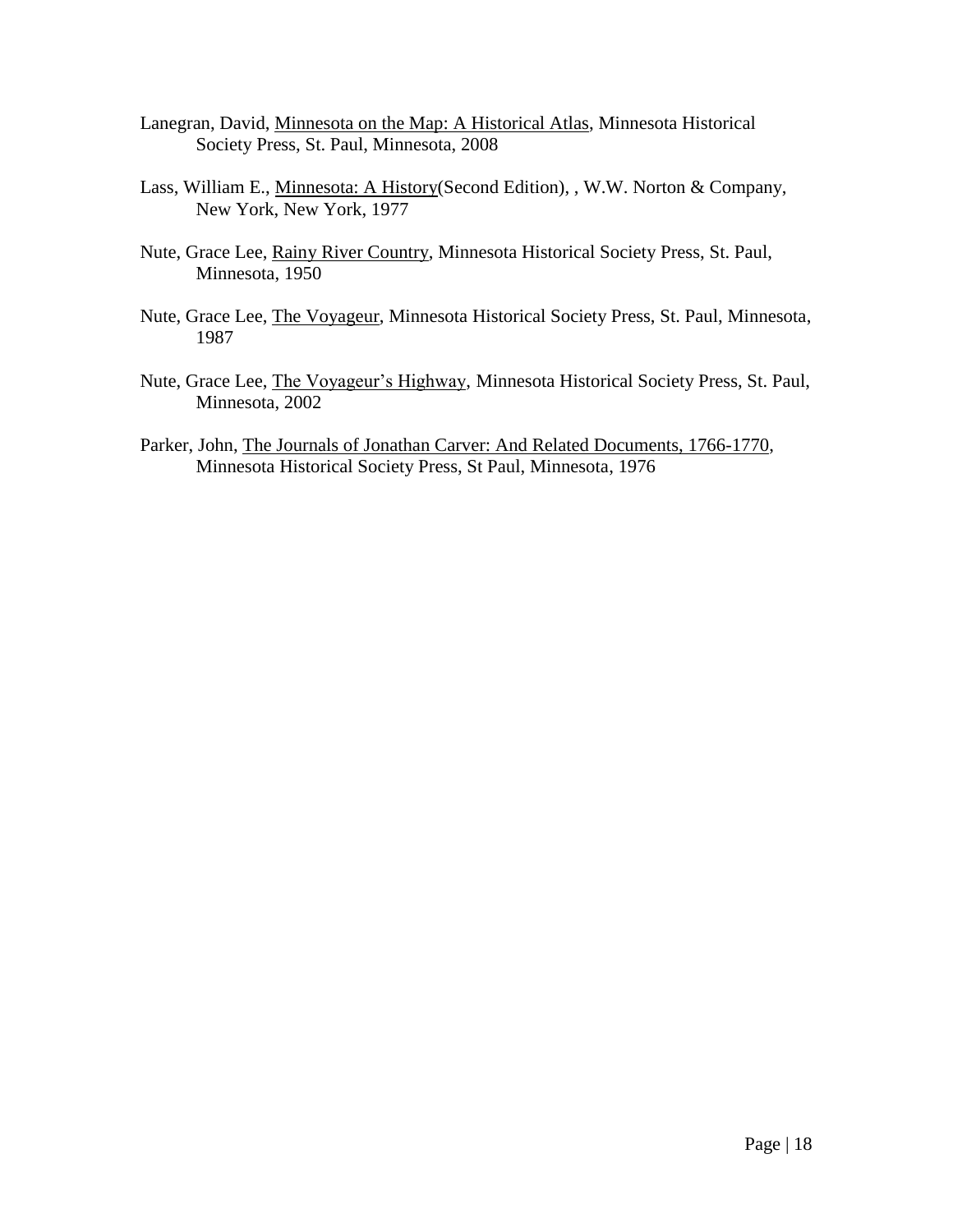Lanegran, David, <u>Minnesota on the Map: A Historical Atlas</u>, Minnesota Historical Society Press, St. Paul, Minnesota, 2008

Lass, William E., <u>Minnesota: A History</u>(Second Edition), , W.W. Norton & Company, New York, New York, 1977

Nute, Grace Lee, <u>Rainy River Country</u>, Minnesota Historical Society Press, St. Paul, Minnesota, 1950

Nute, Grace Lee, <u>The Voyageur</u>, Minnesota Historical Society Press, St. Paul, Minnesota, 1987

Nute, Grace Lee, <u>The Voyageur's Highway</u>, Minnesota Historical Society Press, St. Paul, Minnesota, 2002

Parker, John, <u>The Journals of Jonathan Carver: And Related Documents, 1766-1770</u>, Minnesota Historical Society Press, St Paul, Minnesota, 1976